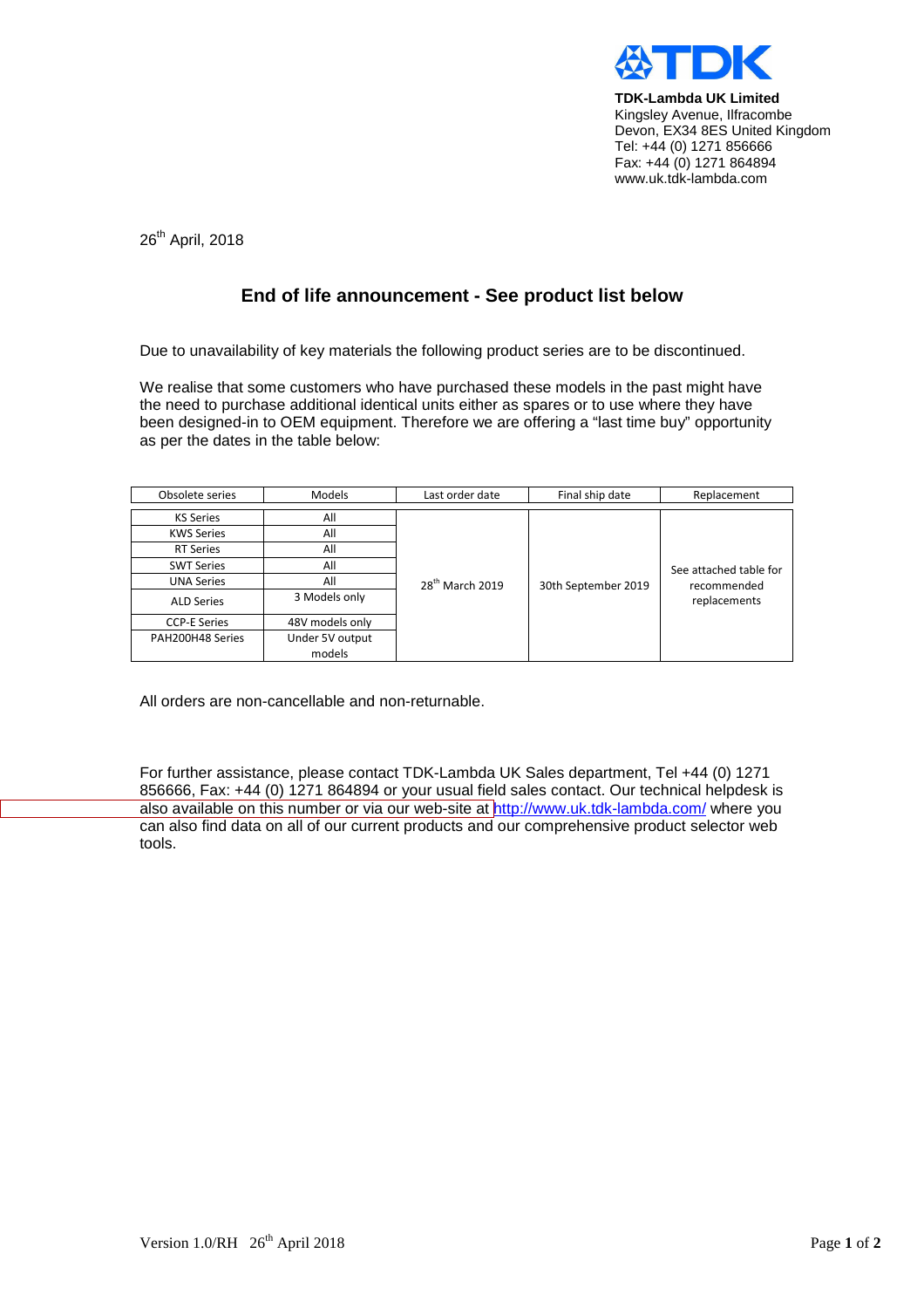**TDK-Lambda UK Limited**
Kingsley Avenue, Ilfracombe
Devon, EX34 8ES United Kingdom
Tel: +44 (0) 1271 856666
Fax: +44 (0) 1271 864894
www.uk.tdk-lambda.com

26th April, 2018

## End of life announcement - See product list below

Due to unavailability of key materials the following product series are to be discontinued.

We realise that some customers who have purchased these models in the past might have the need to purchase additional identical units either as spares or to use where they have been designed-in to OEM equipment. Therefore we are offering a "last time buy" opportunity as per the dates in the table below:

| Obsolete series | Models | Last order date | Final ship date | Replacement |
|---|---|---|---|---|
| KS Series | All | 28th March 2019 | 30th September 2019 | See attached table for recommended replacements |
| KWS Series | All | | | |
| RT Series | All | | | |
| SWT Series | All | | | |
| UNA Series | All | | | |
| ALD Series | 3 Models only | | | |
| CCP-E Series | 48V models only | | | |
| PAH200H48 Series | Under 5V output models | | | |

All orders are non-cancellable and non-returnable.

For further assistance, please contact TDK-Lambda UK Sales department, Tel +44 (0) 1271 856666, Fax: +44 (0) 1271 864894 or your usual field sales contact. Our technical helpdesk is also available on this number or via our web-site at http://www.uk.tdk-lambda.com/ where you can also find data on all of our current products and our comprehensive product selector web tools.

Version 1.0/RH 26th April 2018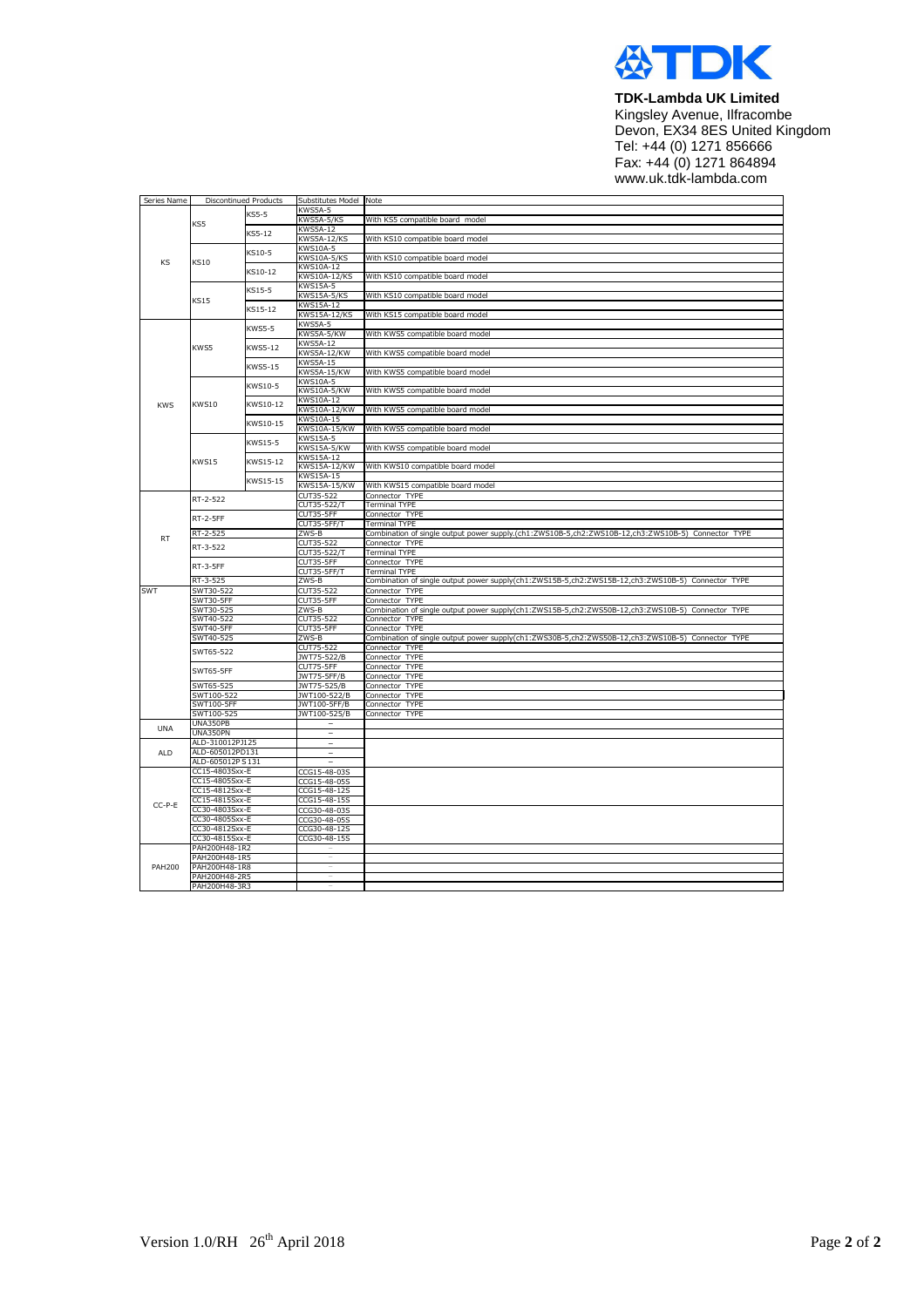**TDK-Lambda UK Limited**
Kingsley Avenue, Ilfracombe
Devon, EX34 8ES United Kingdom
Tel: +44 (0) 1271 856666
Fax: +44 (0) 1271 864894
www.uk.tdk-lambda.com

| Series Name | Discontinued Products | | Substitutes Model | Note |
|---|---|---|---|---|
| KS | KS5 | KS5-5 | KWS5A-5 | |
| | | | KWS5A-5/KS | With KS5 compatible board model |
| | | KS5-12 | KWS5A-12 | |
| | | | KWS5A-12/KS | With KS10 compatible board model |
| | KS10 | KS10-5 | KWS10A-5 | |
| | | | KWS10A-5/KS | With KS10 compatible board model |
| | | KS10-12 | KWS10A-12 | |
| | | | KWS10A-12/KS | With KS10 compatible board model |
| | KS15 | KS15-5 | KWS15A-5 | |
| | | | KWS15A-5/KS | With KS10 compatible board model |
| | | KS15-12 | KWS15A-12 | |
| | | | KWS15A-12/KS | With KS15 compatible board model |
| KWS | KWS5 | KWS5-5 | KWS5A-5 | |
| | | | KWS5A-5/KW | With KWS5 compatible board model |
| | | KWS5-12 | KWS5A-12 | |
| | | | KWS5A-12/KW | With KWS5 compatible board model |
| | | KWS5-15 | KWS5A-15 | |
| | | | KWS5A-15/KW | With KWS5 compatible board model |
| | KWS10 | KWS10-5 | KWS10A-5 | |
| | | | KWS10A-5/KW | With KWS5 compatible board model |
| | | KWS10-12 | KWS10A-12 | |
| | | | KWS10A-12/KW | With KWS5 compatible board model |
| | | KWS10-15 | KWS10A-15 | |
| | | | KWS10A-15/KW | With KWS5 compatible board model |
| | KWS15 | KWS15-5 | KWS15A-5 | |
| | | | KWS15A-5/KW | With KWS5 compatible board model |
| | | KWS15-12 | KWS15A-12 | |
| | | | KWS15A-12/KW | With KWS10 compatible board model |
| | | KWS15-15 | KWS15A-15 | |
| | | | KWS15A-15/KW | With KWS15 compatible board model |
| RT | RT-2-522 | | CUT35-522 | Connector TYPE |
| | | | CUT35-522/T | Terminal TYPE |
| | RT-2-5FF | | CUT35-5FF | Connector TYPE |
| | | | CUT35-5FF/T | Terminal TYPE |
| | RT-2-525 | | ZWS-B | Combination of single output power supply.(ch1:ZWS10B-5,ch2:ZWS10B-12,ch3:ZWS10B-5) Connector TYPE |
| | RT-3-522 | | CUT35-522 | Connector TYPE |
| | | | CUT35-522/T | Terminal TYPE |
| | RT-3-5FF | | CUT35-5FF | Connector TYPE |
| | | | CUT35-5FF/T | Terminal TYPE |
| | RT-3-525 | | ZWS-B | Combination of single output power supply(ch1:ZWS15B-5,ch2:ZWS15B-12,ch3:ZWS10B-5) Connector TYPE |
| SWT | SWT30-522 | | CUT35-522 | Connector TYPE |
| | SWT30-5FF | | CUT35-5FF | Connector TYPE |
| | SWT30-525 | | ZWS-B | Combination of single output power supply(ch1:ZWS15B-5,ch2:ZWS50B-12,ch3:ZWS10B-5) Connector TYPE |
| | SWT40-522 | | CUT35-522 | Connector TYPE |
| | SWT40-5FF | | CUT35-5FF | Connector TYPE |
| | SWT40-525 | | ZWS-B | Combination of single output power supply(ch1:ZWS30B-5,ch2:ZWS50B-12,ch3:ZWS10B-5) Connector TYPE |
| | SWT65-522 | | CUT75-522 | Connector TYPE |
| | | | JWT75-522/B | Connector TYPE |
| | SWT65-5FF | | CUT75-5FF | Connector TYPE |
| | | | JWT75-5FF/B | Connector TYPE |
| | SWT65-525 | | JWT75-525/B | Connector TYPE |
| | SWT100-522 | | JWT100-522/B | Connector TYPE |
| | SWT100-5FF | | JWT100-5FF/B | Connector TYPE |
| | SWT100-525 | | JWT100-525/B | Connector TYPE |
| UNA | UNA350PB | | – | |
| | UNA350PN | | – | |
| ALD | ALD-310012PJ125 | | – | |
| | ALD-605012PD131 | | – | |
| | ALD-605012P S131 | | – | |
| CC-P-E | CC15-4803Sxx-E | | CCG15-48-03S | |
| | CC15-4805Sxx-E | | CCG15-48-05S | |
| | CC15-4812Sxx-E | | CCG15-48-12S | |
| | CC15-4815Sxx-E | | CCG15-48-15S | |
| | CC30-4803Sxx-E | | CCG30-48-03S | |
| | CC30-4805Sxx-E | | CCG30-48-05S | |
| | CC30-4812Sxx-E | | CCG30-48-12S | |
| | CC30-4815Sxx-E | | CCG30-48-15S | |
| PAH200 | PAH200H48-1R2 | | – | |
| | PAH200H48-1R5 | | – | |
| | PAH200H48-1R8 | | – | |
| | PAH200H48-2R5 | | – | |
| | PAH200H48-3R3 | | – | |

Version 1.0/RH 26th April 2018